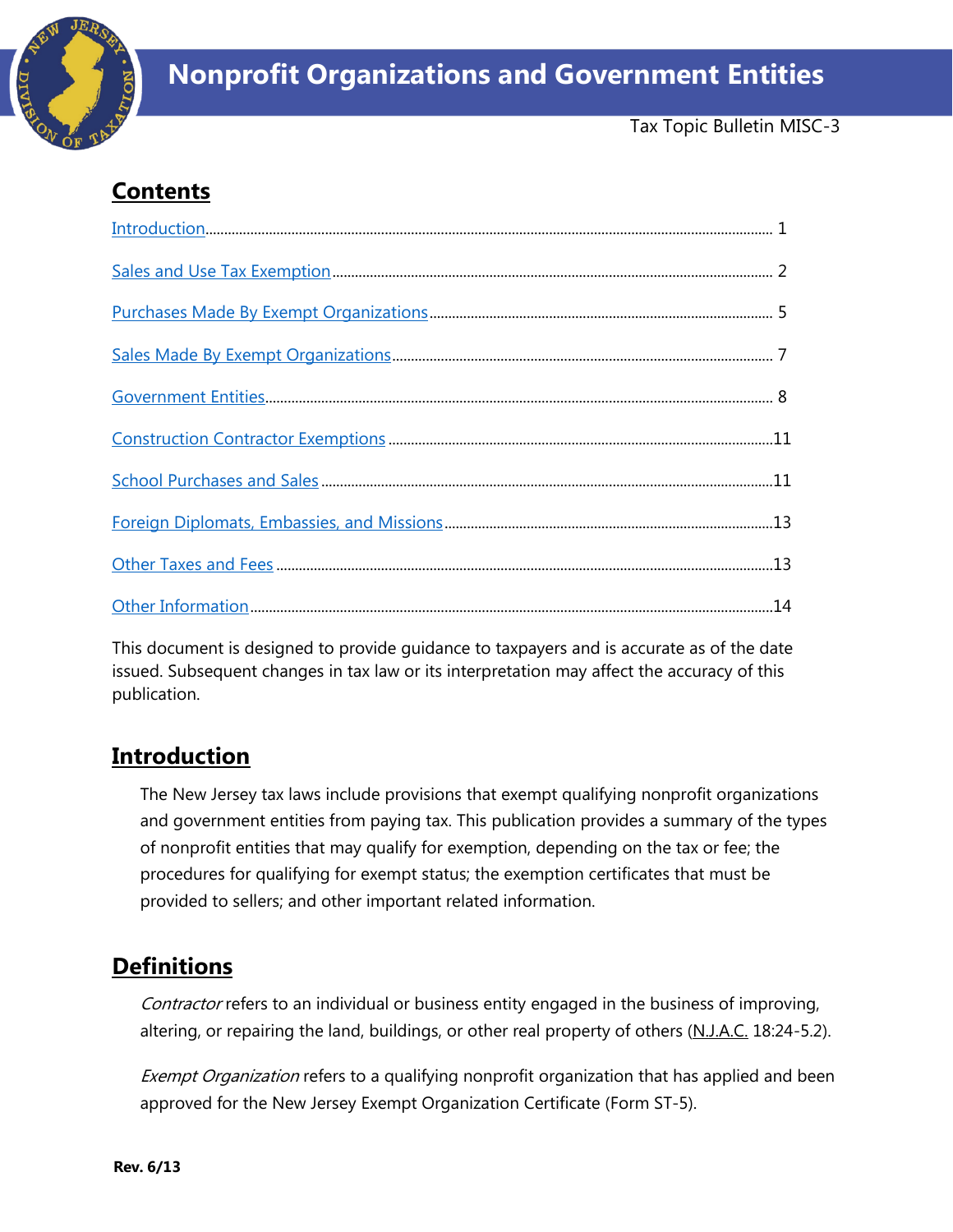# Nonprofit Organizations and Government Entities

Tax Topic Bulletin MISC-3

## Contents

- Introduction ........ 1
- Sales and Use Tax Exemption ........ 2
- Purchases Made By Exempt Organizations ........ 5
- Sales Made By Exempt Organizations ........ 7
- Government Entities ........ 8
- Construction Contractor Exemptions ........ 11
- School Purchases and Sales ........ 11
- Foreign Diplomats, Embassies, and Missions ........ 13
- Other Taxes and Fees ........ 13
- Other Information ........ 14

This document is designed to provide guidance to taxpayers and is accurate as of the date issued. Subsequent changes in tax law or its interpretation may affect the accuracy of this publication.

## Introduction

The New Jersey tax laws include provisions that exempt qualifying nonprofit organizations and government entities from paying tax. This publication provides a summary of the types of nonprofit entities that may qualify for exemption, depending on the tax or fee; the procedures for qualifying for exempt status; the exemption certificates that must be provided to sellers; and other important related information.

## Definitions

*Contractor* refers to an individual or business entity engaged in the business of improving, altering, or repairing the land, buildings, or other real property of others (N.J.A.C. 18:24-5.2).

*Exempt Organization* refers to a qualifying nonprofit organization that has applied and been approved for the New Jersey Exempt Organization Certificate (Form ST-5).

**Rev. 6/13**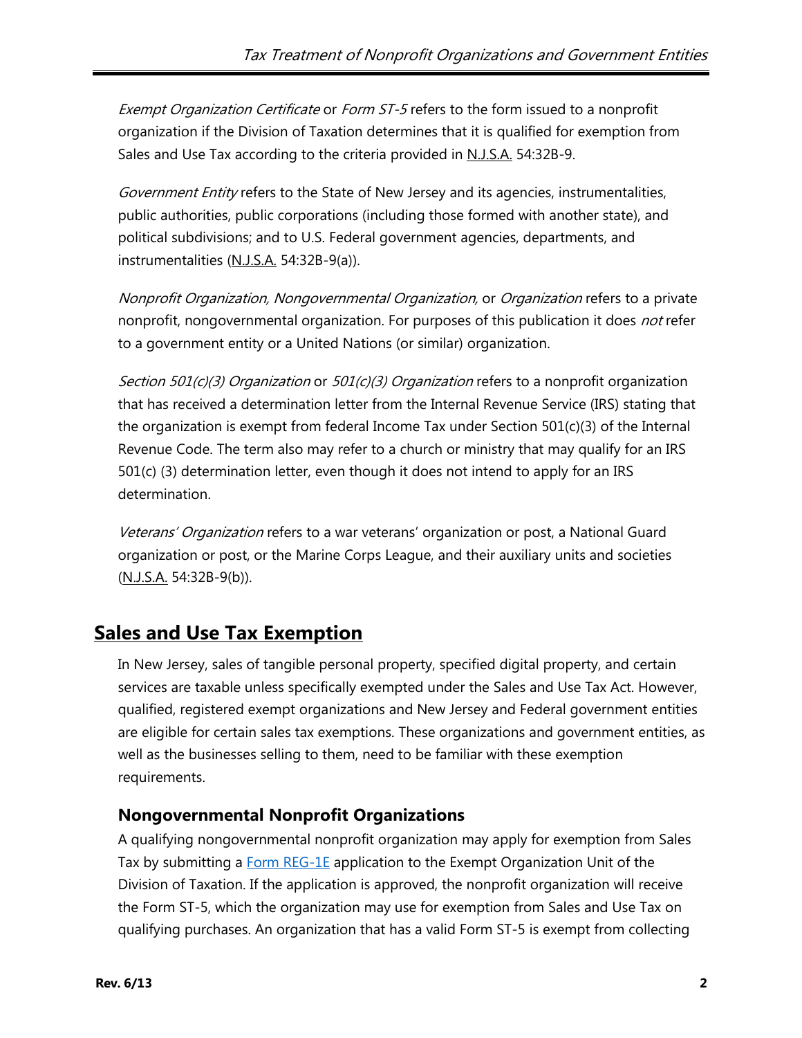*Exempt Organization Certificate* or *Form ST-5* refers to the form issued to a nonprofit organization if the Division of Taxation determines that it is qualified for exemption from Sales and Use Tax according to the criteria provided in N.J.S.A. 54:32B-9.

*Government Entity* refers to the State of New Jersey and its agencies, instrumentalities, public authorities, public corporations (including those formed with another state), and political subdivisions; and to U.S. Federal government agencies, departments, and instrumentalities (N.J.S.A. 54:32B-9(a)).

*Nonprofit Organization, Nongovernmental Organization,* or *Organization* refers to a private nonprofit, nongovernmental organization. For purposes of this publication it does *not* refer to a government entity or a United Nations (or similar) organization.

*Section 501(c)(3) Organization* or *501(c)(3) Organization* refers to a nonprofit organization that has received a determination letter from the Internal Revenue Service (IRS) stating that the organization is exempt from federal Income Tax under Section 501(c)(3) of the Internal Revenue Code. The term also may refer to a church or ministry that may qualify for an IRS 501(c) (3) determination letter, even though it does not intend to apply for an IRS determination.

*Veterans' Organization* refers to a war veterans' organization or post, a National Guard organization or post, or the Marine Corps League, and their auxiliary units and societies (N.J.S.A. 54:32B-9(b)).

## Sales and Use Tax Exemption

In New Jersey, sales of tangible personal property, specified digital property, and certain services are taxable unless specifically exempted under the Sales and Use Tax Act. However, qualified, registered exempt organizations and New Jersey and Federal government entities are eligible for certain sales tax exemptions. These organizations and government entities, as well as the businesses selling to them, need to be familiar with these exemption requirements.

### Nongovernmental Nonprofit Organizations

A qualifying nongovernmental nonprofit organization may apply for exemption from Sales Tax by submitting a Form REG-1E application to the Exempt Organization Unit of the Division of Taxation. If the application is approved, the nonprofit organization will receive the Form ST-5, which the organization may use for exemption from Sales and Use Tax on qualifying purchases. An organization that has a valid Form ST-5 is exempt from collecting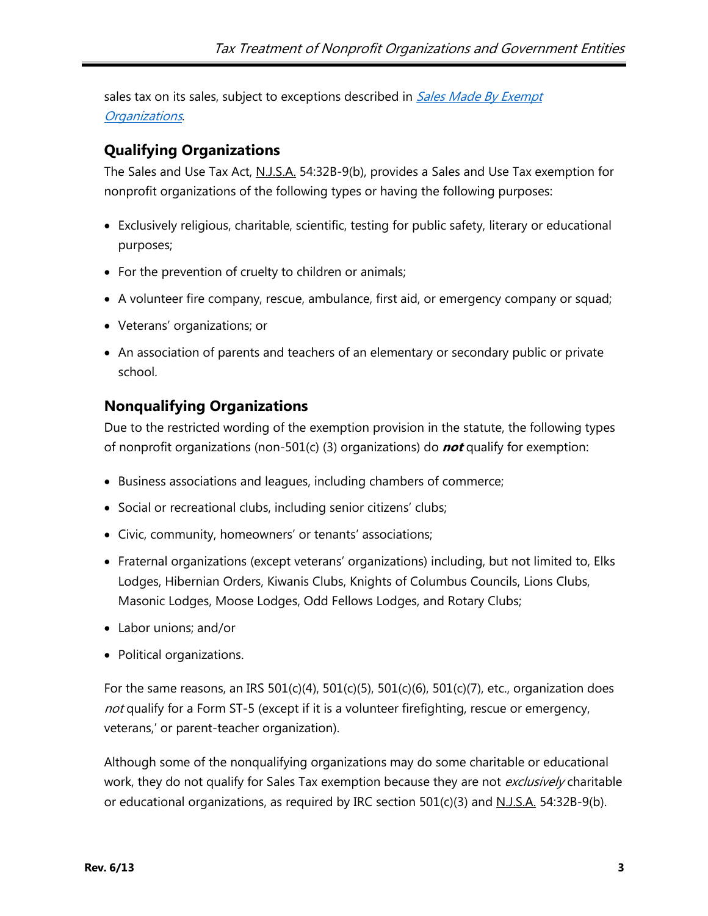sales tax on its sales, subject to exceptions described in *Sales Made By Exempt Organizations*.

## Qualifying Organizations

The Sales and Use Tax Act, N.J.S.A. 54:32B-9(b), provides a Sales and Use Tax exemption for nonprofit organizations of the following types or having the following purposes:

- Exclusively religious, charitable, scientific, testing for public safety, literary or educational purposes;
- For the prevention of cruelty to children or animals;
- A volunteer fire company, rescue, ambulance, first aid, or emergency company or squad;
- Veterans' organizations; or
- An association of parents and teachers of an elementary or secondary public or private school.

## Nonqualifying Organizations

Due to the restricted wording of the exemption provision in the statute, the following types of nonprofit organizations (non-501(c) (3) organizations) do ***not*** qualify for exemption:

- Business associations and leagues, including chambers of commerce;
- Social or recreational clubs, including senior citizens' clubs;
- Civic, community, homeowners' or tenants' associations;
- Fraternal organizations (except veterans' organizations) including, but not limited to, Elks Lodges, Hibernian Orders, Kiwanis Clubs, Knights of Columbus Councils, Lions Clubs, Masonic Lodges, Moose Lodges, Odd Fellows Lodges, and Rotary Clubs;
- Labor unions; and/or
- Political organizations.

For the same reasons, an IRS 501(c)(4), 501(c)(5), 501(c)(6), 501(c)(7), etc., organization does *not* qualify for a Form ST-5 (except if it is a volunteer firefighting, rescue or emergency, veterans,' or parent-teacher organization).

Although some of the nonqualifying organizations may do some charitable or educational work, they do not qualify for Sales Tax exemption because they are not *exclusively* charitable or educational organizations, as required by IRC section 501(c)(3) and N.J.S.A. 54:32B-9(b).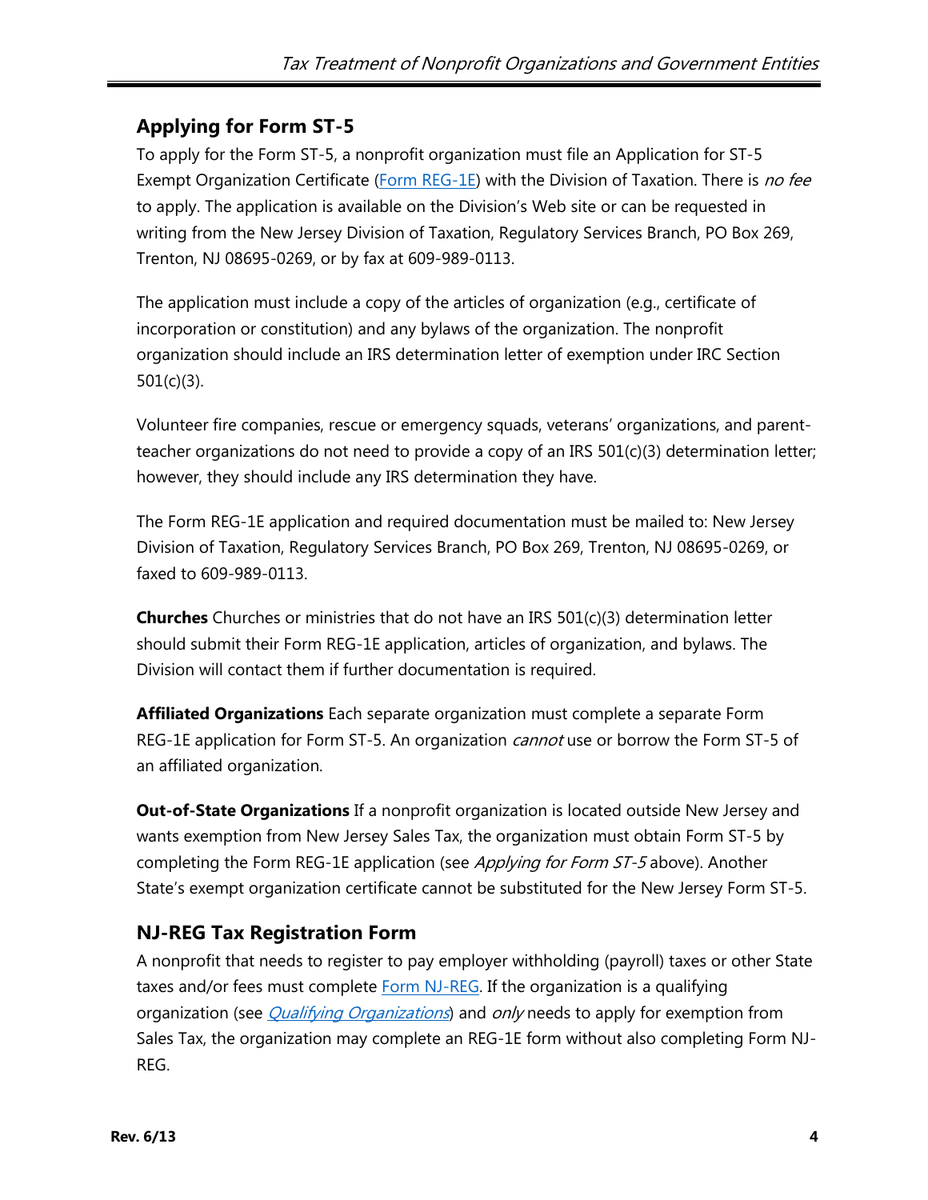## Applying for Form ST-5

To apply for the Form ST-5, a nonprofit organization must file an Application for ST-5 Exempt Organization Certificate (Form REG-1E) with the Division of Taxation. There is *no fee* to apply. The application is available on the Division's Web site or can be requested in writing from the New Jersey Division of Taxation, Regulatory Services Branch, PO Box 269, Trenton, NJ 08695-0269, or by fax at 609-989-0113.

The application must include a copy of the articles of organization (e.g., certificate of incorporation or constitution) and any bylaws of the organization. The nonprofit organization should include an IRS determination letter of exemption under IRC Section 501(c)(3).

Volunteer fire companies, rescue or emergency squads, veterans' organizations, and parent-teacher organizations do not need to provide a copy of an IRS 501(c)(3) determination letter; however, they should include any IRS determination they have.

The Form REG-1E application and required documentation must be mailed to: New Jersey Division of Taxation, Regulatory Services Branch, PO Box 269, Trenton, NJ 08695-0269, or faxed to 609-989-0113.

**Churches** Churches or ministries that do not have an IRS 501(c)(3) determination letter should submit their Form REG-1E application, articles of organization, and bylaws. The Division will contact them if further documentation is required.

**Affiliated Organizations** Each separate organization must complete a separate Form REG-1E application for Form ST-5. An organization *cannot* use or borrow the Form ST-5 of an affiliated organization.

**Out-of-State Organizations** If a nonprofit organization is located outside New Jersey and wants exemption from New Jersey Sales Tax, the organization must obtain Form ST-5 by completing the Form REG-1E application (see *Applying for Form ST-5* above). Another State's exempt organization certificate cannot be substituted for the New Jersey Form ST-5.

## NJ-REG Tax Registration Form

A nonprofit that needs to register to pay employer withholding (payroll) taxes or other State taxes and/or fees must complete Form NJ-REG. If the organization is a qualifying organization (see *Qualifying Organizations*) and *only* needs to apply for exemption from Sales Tax, the organization may complete an REG-1E form without also completing Form NJ-REG.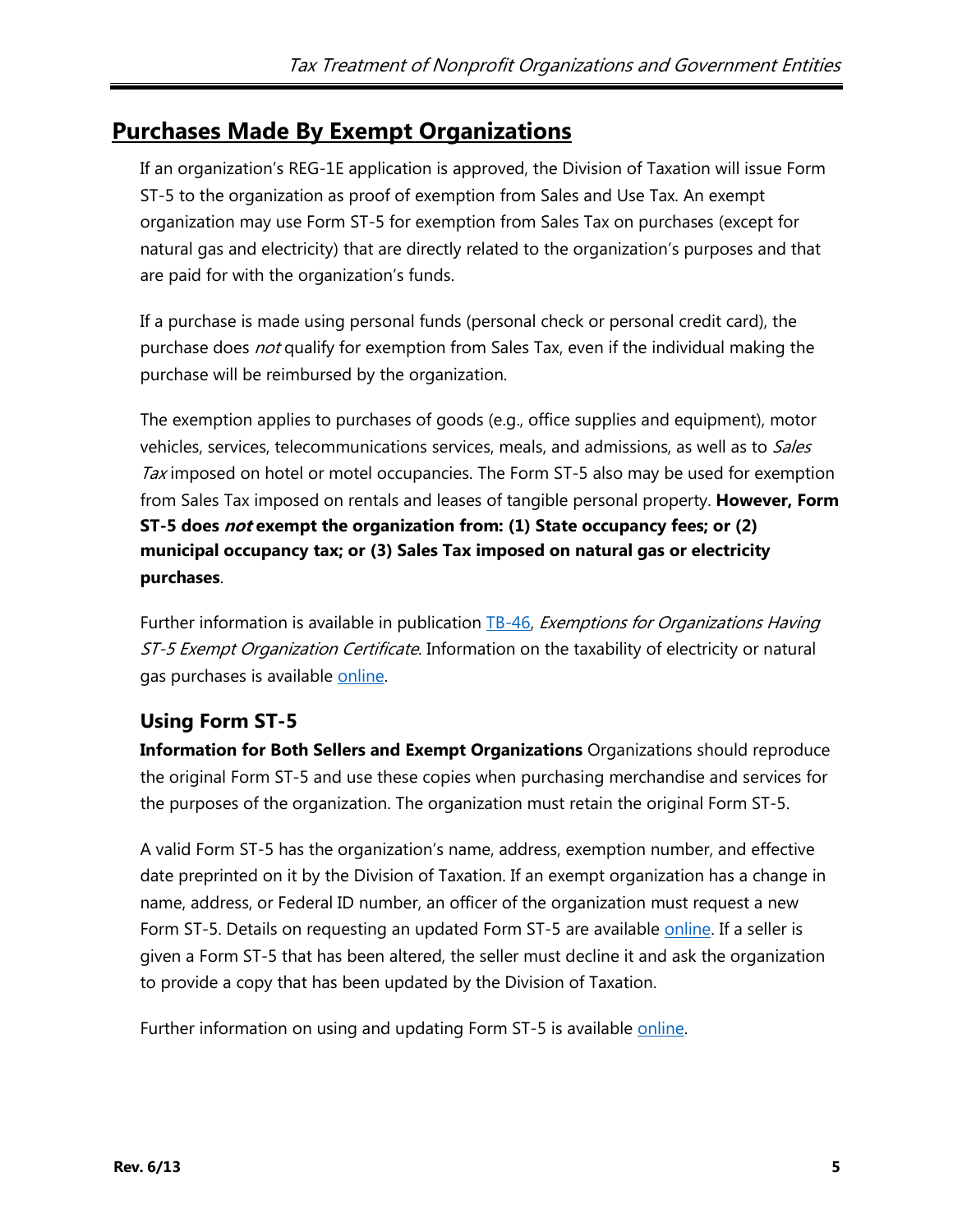## Purchases Made By Exempt Organizations

If an organization's REG-1E application is approved, the Division of Taxation will issue Form ST-5 to the organization as proof of exemption from Sales and Use Tax. An exempt organization may use Form ST-5 for exemption from Sales Tax on purchases (except for natural gas and electricity) that are directly related to the organization's purposes and that are paid for with the organization's funds.

If a purchase is made using personal funds (personal check or personal credit card), the purchase does *not* qualify for exemption from Sales Tax, even if the individual making the purchase will be reimbursed by the organization.

The exemption applies to purchases of goods (e.g., office supplies and equipment), motor vehicles, services, telecommunications services, meals, and admissions, as well as to *Sales Tax* imposed on hotel or motel occupancies. The Form ST-5 also may be used for exemption from Sales Tax imposed on rentals and leases of tangible personal property. **However, Form ST-5 does *not* exempt the organization from: (1) State occupancy fees; or (2) municipal occupancy tax; or (3) Sales Tax imposed on natural gas or electricity purchases**.

Further information is available in publication [TB-46](), *Exemptions for Organizations Having ST-5 Exempt Organization Certificate*. Information on the taxability of electricity or natural gas purchases is available [online]().

### Using Form ST-5

**Information for Both Sellers and Exempt Organizations** Organizations should reproduce the original Form ST-5 and use these copies when purchasing merchandise and services for the purposes of the organization. The organization must retain the original Form ST-5.

A valid Form ST-5 has the organization's name, address, exemption number, and effective date preprinted on it by the Division of Taxation. If an exempt organization has a change in name, address, or Federal ID number, an officer of the organization must request a new Form ST-5. Details on requesting an updated Form ST-5 are available [online](). If a seller is given a Form ST-5 that has been altered, the seller must decline it and ask the organization to provide a copy that has been updated by the Division of Taxation.

Further information on using and updating Form ST-5 is available [online]().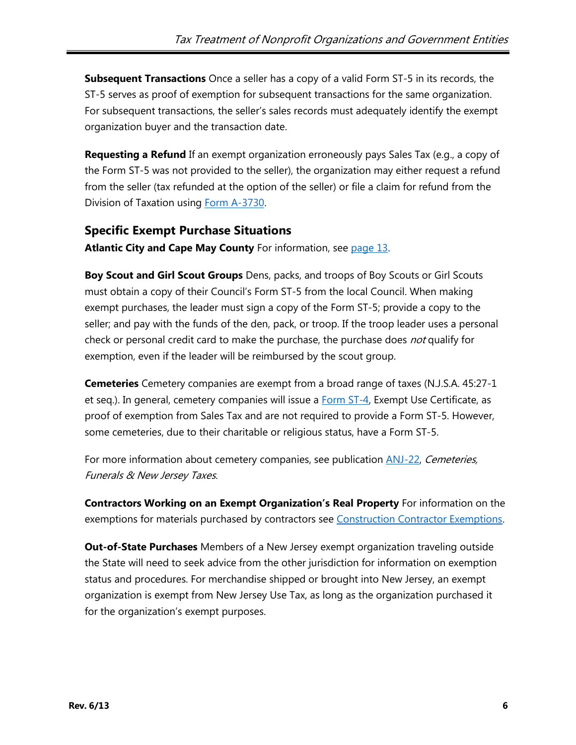**Subsequent Transactions** Once a seller has a copy of a valid Form ST-5 in its records, the ST-5 serves as proof of exemption for subsequent transactions for the same organization. For subsequent transactions, the seller's sales records must adequately identify the exempt organization buyer and the transaction date.

**Requesting a Refund** If an exempt organization erroneously pays Sales Tax (e.g., a copy of the Form ST-5 was not provided to the seller), the organization may either request a refund from the seller (tax refunded at the option of the seller) or file a claim for refund from the Division of Taxation using Form A-3730.

## Specific Exempt Purchase Situations

**Atlantic City and Cape May County** For information, see page 13.

**Boy Scout and Girl Scout Groups** Dens, packs, and troops of Boy Scouts or Girl Scouts must obtain a copy of their Council's Form ST-5 from the local Council. When making exempt purchases, the leader must sign a copy of the Form ST-5; provide a copy to the seller; and pay with the funds of the den, pack, or troop. If the troop leader uses a personal check or personal credit card to make the purchase, the purchase does *not* qualify for exemption, even if the leader will be reimbursed by the scout group.

**Cemeteries** Cemetery companies are exempt from a broad range of taxes (N.J.S.A. 45:27-1 et seq.). In general, cemetery companies will issue a Form ST-4, Exempt Use Certificate, as proof of exemption from Sales Tax and are not required to provide a Form ST-5. However, some cemeteries, due to their charitable or religious status, have a Form ST-5.

For more information about cemetery companies, see publication ANJ-22, *Cemeteries, Funerals & New Jersey Taxes.*

**Contractors Working on an Exempt Organization's Real Property** For information on the exemptions for materials purchased by contractors see Construction Contractor Exemptions.

**Out-of-State Purchases** Members of a New Jersey exempt organization traveling outside the State will need to seek advice from the other jurisdiction for information on exemption status and procedures. For merchandise shipped or brought into New Jersey, an exempt organization is exempt from New Jersey Use Tax, as long as the organization purchased it for the organization's exempt purposes.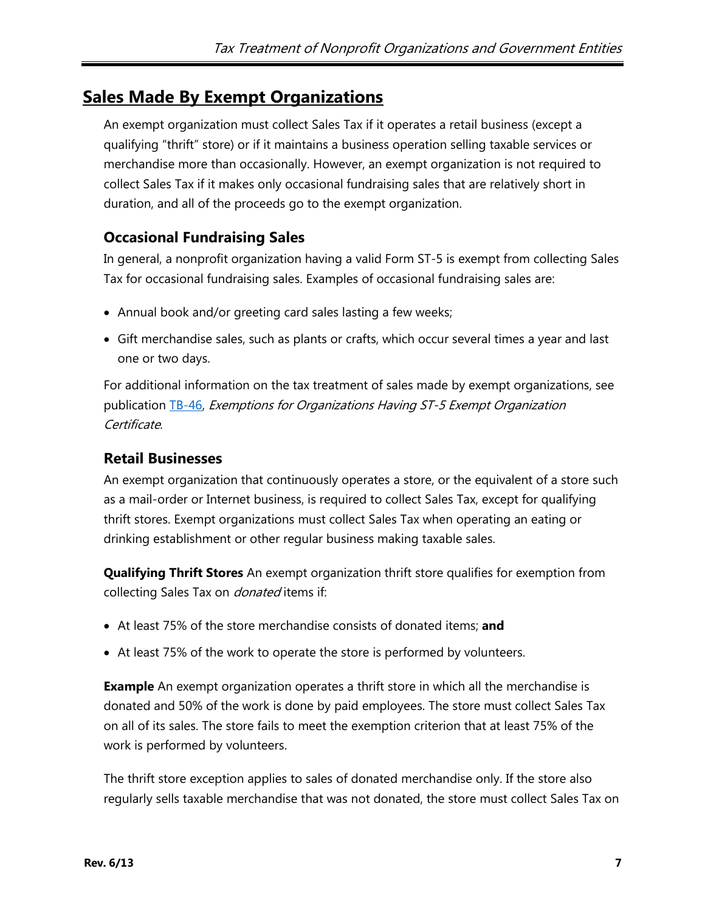## Sales Made By Exempt Organizations

An exempt organization must collect Sales Tax if it operates a retail business (except a qualifying "thrift" store) or if it maintains a business operation selling taxable services or merchandise more than occasionally. However, an exempt organization is not required to collect Sales Tax if it makes only occasional fundraising sales that are relatively short in duration, and all of the proceeds go to the exempt organization.

### Occasional Fundraising Sales

In general, a nonprofit organization having a valid Form ST-5 is exempt from collecting Sales Tax for occasional fundraising sales. Examples of occasional fundraising sales are:

- Annual book and/or greeting card sales lasting a few weeks;
- Gift merchandise sales, such as plants or crafts, which occur several times a year and last one or two days.

For additional information on the tax treatment of sales made by exempt organizations, see publication TB-46, *Exemptions for Organizations Having ST-5 Exempt Organization Certificate*.

### Retail Businesses

An exempt organization that continuously operates a store, or the equivalent of a store such as a mail-order or Internet business, is required to collect Sales Tax, except for qualifying thrift stores. Exempt organizations must collect Sales Tax when operating an eating or drinking establishment or other regular business making taxable sales.

**Qualifying Thrift Stores** An exempt organization thrift store qualifies for exemption from collecting Sales Tax on *donated* items if:

- At least 75% of the store merchandise consists of donated items; **and**
- At least 75% of the work to operate the store is performed by volunteers.

**Example** An exempt organization operates a thrift store in which all the merchandise is donated and 50% of the work is done by paid employees. The store must collect Sales Tax on all of its sales. The store fails to meet the exemption criterion that at least 75% of the work is performed by volunteers.

The thrift store exception applies to sales of donated merchandise only. If the store also regularly sells taxable merchandise that was not donated, the store must collect Sales Tax on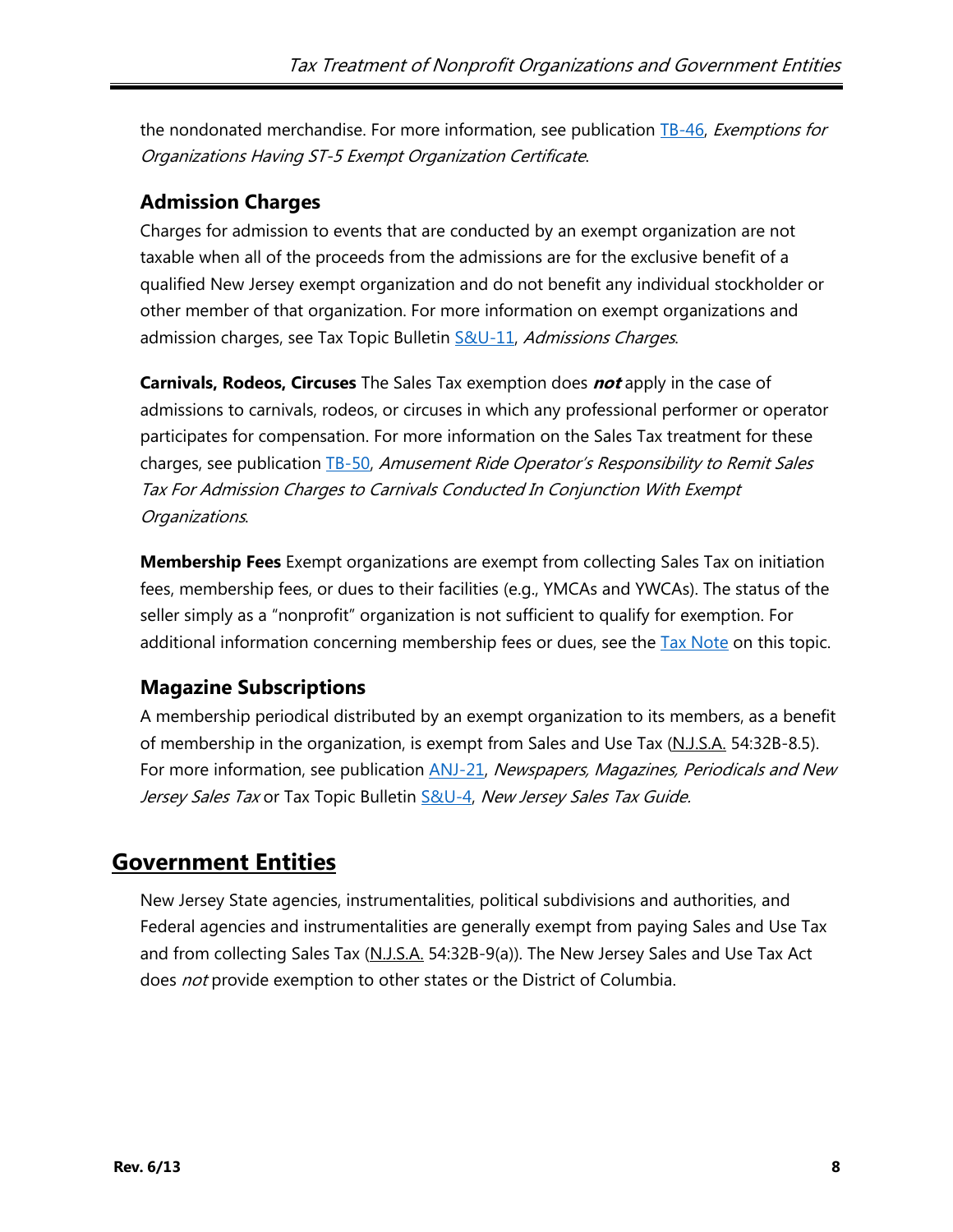the nondonated merchandise. For more information, see publication TB-46, *Exemptions for Organizations Having ST-5 Exempt Organization Certificate*.

### Admission Charges

Charges for admission to events that are conducted by an exempt organization are not taxable when all of the proceeds from the admissions are for the exclusive benefit of a qualified New Jersey exempt organization and do not benefit any individual stockholder or other member of that organization. For more information on exempt organizations and admission charges, see Tax Topic Bulletin S&U-11, *Admissions Charges*.

**Carnivals, Rodeos, Circuses** The Sales Tax exemption does ***not*** apply in the case of admissions to carnivals, rodeos, or circuses in which any professional performer or operator participates for compensation. For more information on the Sales Tax treatment for these charges, see publication TB-50, *Amusement Ride Operator's Responsibility to Remit Sales Tax For Admission Charges to Carnivals Conducted In Conjunction With Exempt Organizations*.

**Membership Fees** Exempt organizations are exempt from collecting Sales Tax on initiation fees, membership fees, or dues to their facilities (e.g., YMCAs and YWCAs). The status of the seller simply as a "nonprofit" organization is not sufficient to qualify for exemption. For additional information concerning membership fees or dues, see the Tax Note on this topic.

### Magazine Subscriptions

A membership periodical distributed by an exempt organization to its members, as a benefit of membership in the organization, is exempt from Sales and Use Tax (N.J.S.A. 54:32B-8.5). For more information, see publication ANJ-21, *Newspapers, Magazines, Periodicals and New Jersey Sales Tax* or Tax Topic Bulletin S&U-4, *New Jersey Sales Tax Guide*.

## Government Entities

New Jersey State agencies, instrumentalities, political subdivisions and authorities, and Federal agencies and instrumentalities are generally exempt from paying Sales and Use Tax and from collecting Sales Tax (N.J.S.A. 54:32B-9(a)). The New Jersey Sales and Use Tax Act does *not* provide exemption to other states or the District of Columbia.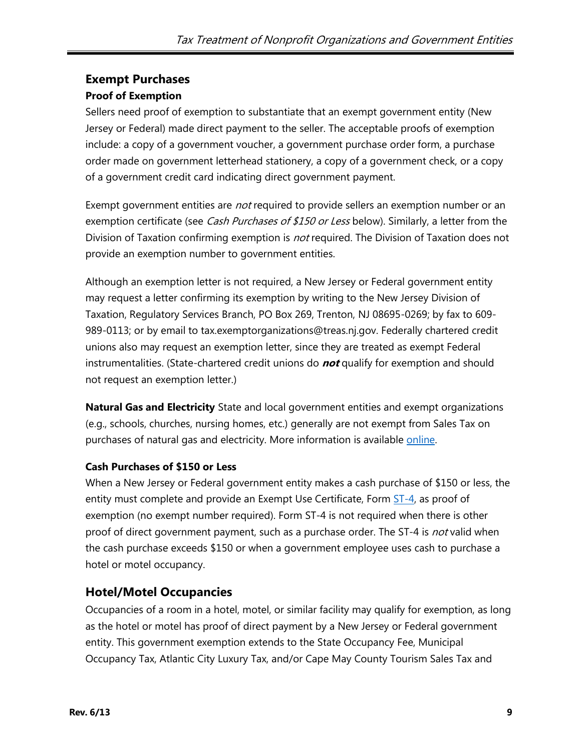## Exempt Purchases

### Proof of Exemption

Sellers need proof of exemption to substantiate that an exempt government entity (New Jersey or Federal) made direct payment to the seller. The acceptable proofs of exemption include: a copy of a government voucher, a government purchase order form, a purchase order made on government letterhead stationery, a copy of a government check, or a copy of a government credit card indicating direct government payment.

Exempt government entities are *not* required to provide sellers an exemption number or an exemption certificate (see *Cash Purchases of $150 or Less* below). Similarly, a letter from the Division of Taxation confirming exemption is *not* required. The Division of Taxation does not provide an exemption number to government entities.

Although an exemption letter is not required, a New Jersey or Federal government entity may request a letter confirming its exemption by writing to the New Jersey Division of Taxation, Regulatory Services Branch, PO Box 269, Trenton, NJ 08695-0269; by fax to 609-989-0113; or by email to tax.exemptorganizations@treas.nj.gov. Federally chartered credit unions also may request an exemption letter, since they are treated as exempt Federal instrumentalities. (State-chartered credit unions do ***not*** qualify for exemption and should not request an exemption letter.)

**Natural Gas and Electricity** State and local government entities and exempt organizations (e.g., schools, churches, nursing homes, etc.) generally are not exempt from Sales Tax on purchases of natural gas and electricity. More information is available [online](online).

### Cash Purchases of $150 or Less

When a New Jersey or Federal government entity makes a cash purchase of $150 or less, the entity must complete and provide an Exempt Use Certificate, Form [ST-4](ST-4), as proof of exemption (no exempt number required). Form ST-4 is not required when there is other proof of direct government payment, such as a purchase order. The ST-4 is *not* valid when the cash purchase exceeds $150 or when a government employee uses cash to purchase a hotel or motel occupancy.

## Hotel/Motel Occupancies

Occupancies of a room in a hotel, motel, or similar facility may qualify for exemption, as long as the hotel or motel has proof of direct payment by a New Jersey or Federal government entity. This government exemption extends to the State Occupancy Fee, Municipal Occupancy Tax, Atlantic City Luxury Tax, and/or Cape May County Tourism Sales Tax and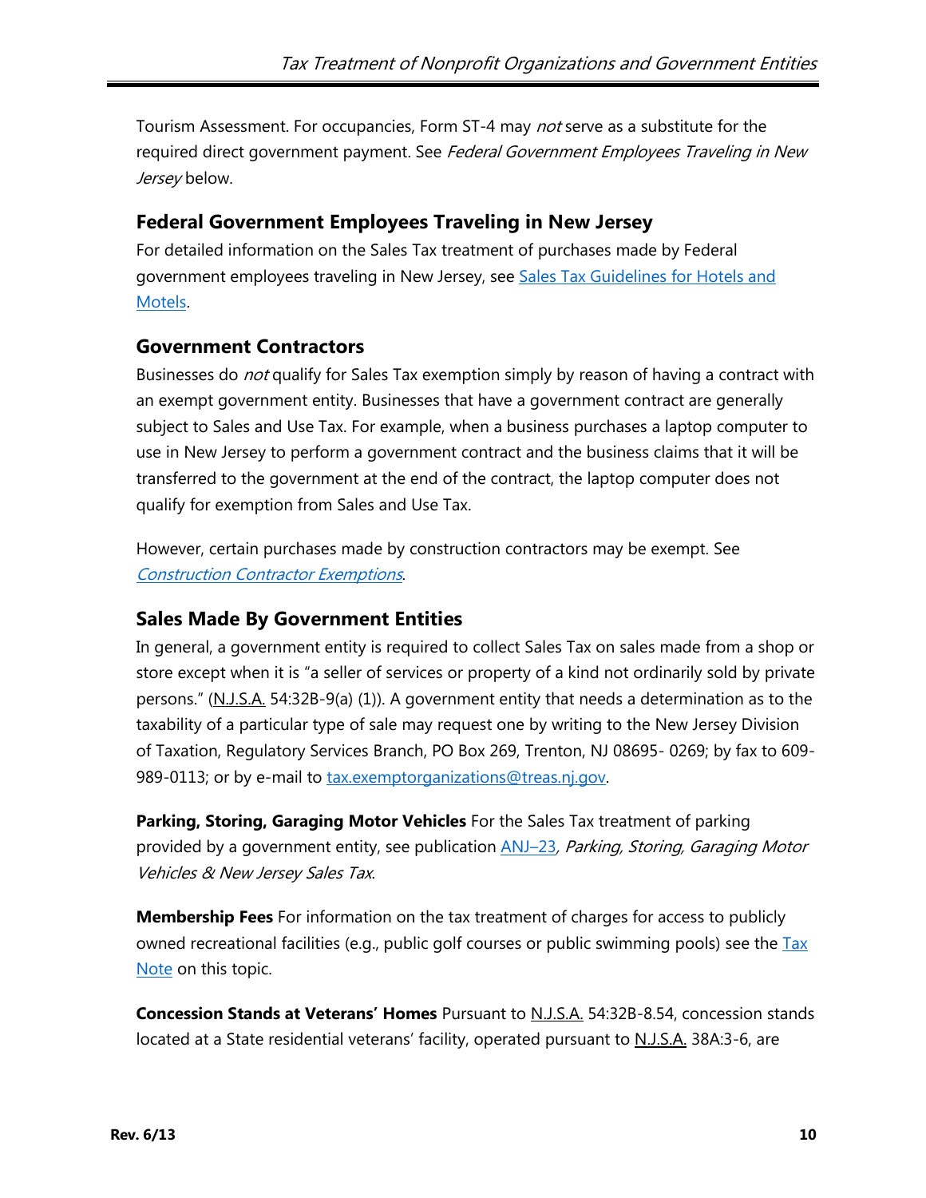Tourism Assessment. For occupancies, Form ST-4 may *not* serve as a substitute for the required direct government payment. See *Federal Government Employees Traveling in New Jersey* below.

### Federal Government Employees Traveling in New Jersey

For detailed information on the Sales Tax treatment of purchases made by Federal government employees traveling in New Jersey, see Sales Tax Guidelines for Hotels and Motels.

### Government Contractors

Businesses do *not* qualify for Sales Tax exemption simply by reason of having a contract with an exempt government entity. Businesses that have a government contract are generally subject to Sales and Use Tax. For example, when a business purchases a laptop computer to use in New Jersey to perform a government contract and the business claims that it will be transferred to the government at the end of the contract, the laptop computer does not qualify for exemption from Sales and Use Tax.

However, certain purchases made by construction contractors may be exempt. See *Construction Contractor Exemptions*.

### Sales Made By Government Entities

In general, a government entity is required to collect Sales Tax on sales made from a shop or store except when it is "a seller of services or property of a kind not ordinarily sold by private persons." (N.J.S.A. 54:32B-9(a) (1)). A government entity that needs a determination as to the taxability of a particular type of sale may request one by writing to the New Jersey Division of Taxation, Regulatory Services Branch, PO Box 269, Trenton, NJ 08695- 0269; by fax to 609-989-0113; or by e-mail to tax.exemptorganizations@treas.nj.gov.

**Parking, Storing, Garaging Motor Vehicles** For the Sales Tax treatment of parking provided by a government entity, see publication ANJ–23, *Parking, Storing, Garaging Motor Vehicles & New Jersey Sales Tax*.

**Membership Fees** For information on the tax treatment of charges for access to publicly owned recreational facilities (e.g., public golf courses or public swimming pools) see the Tax Note on this topic.

**Concession Stands at Veterans' Homes** Pursuant to N.J.S.A. 54:32B-8.54, concession stands located at a State residential veterans' facility, operated pursuant to N.J.S.A. 38A:3-6, are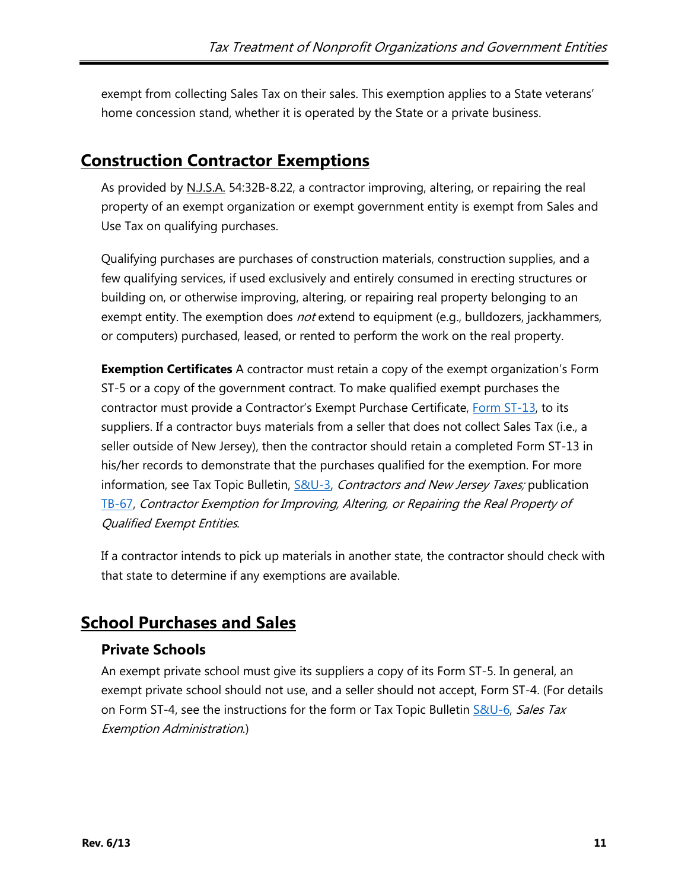exempt from collecting Sales Tax on their sales. This exemption applies to a State veterans' home concession stand, whether it is operated by the State or a private business.

## Construction Contractor Exemptions

As provided by N.J.S.A. 54:32B-8.22, a contractor improving, altering, or repairing the real property of an exempt organization or exempt government entity is exempt from Sales and Use Tax on qualifying purchases.

Qualifying purchases are purchases of construction materials, construction supplies, and a few qualifying services, if used exclusively and entirely consumed in erecting structures or building on, or otherwise improving, altering, or repairing real property belonging to an exempt entity. The exemption does *not* extend to equipment (e.g., bulldozers, jackhammers, or computers) purchased, leased, or rented to perform the work on the real property.

**Exemption Certificates** A contractor must retain a copy of the exempt organization's Form ST-5 or a copy of the government contract. To make qualified exempt purchases the contractor must provide a Contractor's Exempt Purchase Certificate, Form ST-13, to its suppliers. If a contractor buys materials from a seller that does not collect Sales Tax (i.e., a seller outside of New Jersey), then the contractor should retain a completed Form ST-13 in his/her records to demonstrate that the purchases qualified for the exemption. For more information, see Tax Topic Bulletin, S&U-3, *Contractors and New Jersey Taxes;* publication TB-67, *Contractor Exemption for Improving, Altering, or Repairing the Real Property of Qualified Exempt Entities*.

If a contractor intends to pick up materials in another state, the contractor should check with that state to determine if any exemptions are available.

## School Purchases and Sales

### Private Schools

An exempt private school must give its suppliers a copy of its Form ST-5. In general, an exempt private school should not use, and a seller should not accept, Form ST-4. (For details on Form ST-4, see the instructions for the form or Tax Topic Bulletin S&U-6, *Sales Tax Exemption Administration*.)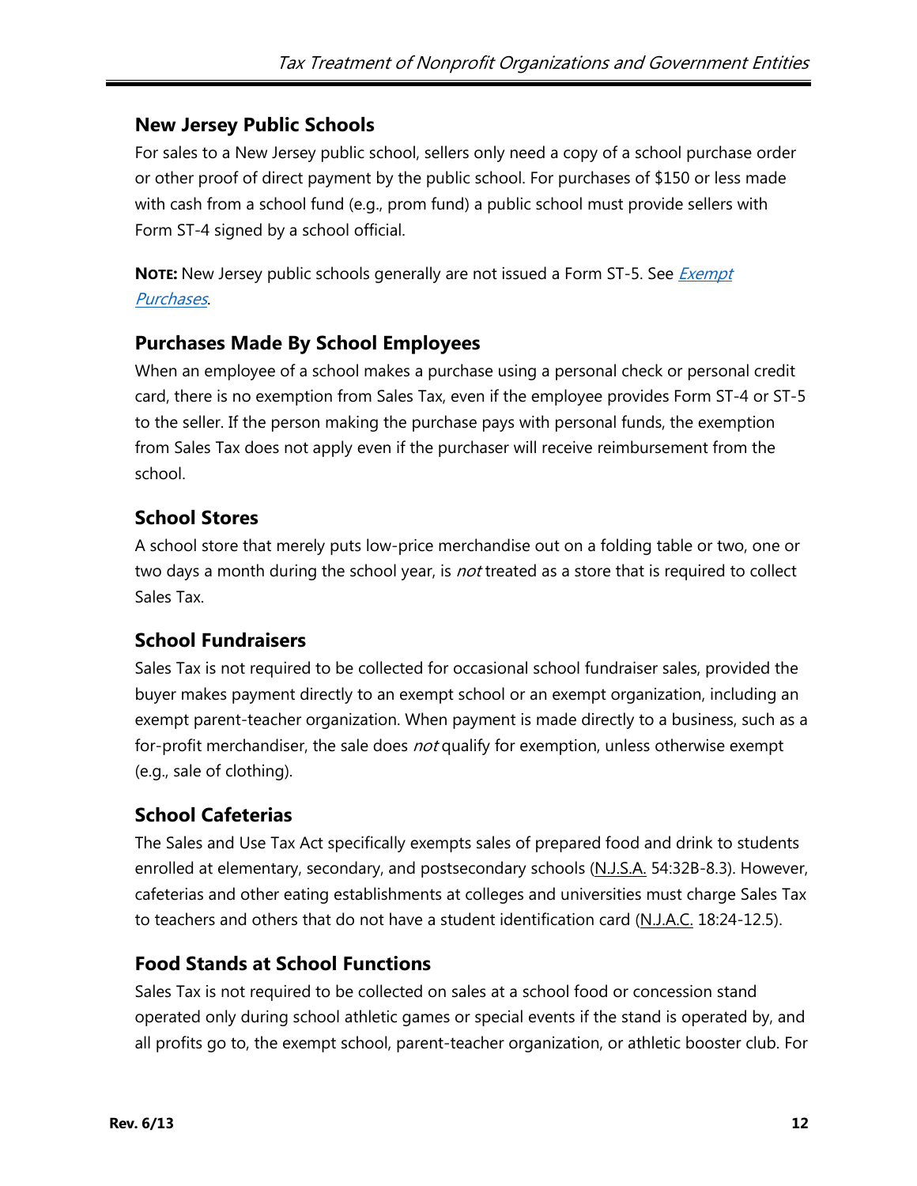### New Jersey Public Schools

For sales to a New Jersey public school, sellers only need a copy of a school purchase order or other proof of direct payment by the public school. For purchases of $150 or less made with cash from a school fund (e.g., prom fund) a public school must provide sellers with Form ST-4 signed by a school official.

**NOTE:** New Jersey public schools generally are not issued a Form ST-5. See *Exempt Purchases*.

### Purchases Made By School Employees

When an employee of a school makes a purchase using a personal check or personal credit card, there is no exemption from Sales Tax, even if the employee provides Form ST-4 or ST-5 to the seller. If the person making the purchase pays with personal funds, the exemption from Sales Tax does not apply even if the purchaser will receive reimbursement from the school.

### School Stores

A school store that merely puts low-price merchandise out on a folding table or two, one or two days a month during the school year, is *not* treated as a store that is required to collect Sales Tax.

### School Fundraisers

Sales Tax is not required to be collected for occasional school fundraiser sales, provided the buyer makes payment directly to an exempt school or an exempt organization, including an exempt parent-teacher organization. When payment is made directly to a business, such as a for-profit merchandiser, the sale does *not* qualify for exemption, unless otherwise exempt (e.g., sale of clothing).

### School Cafeterias

The Sales and Use Tax Act specifically exempts sales of prepared food and drink to students enrolled at elementary, secondary, and postsecondary schools (N.J.S.A. 54:32B-8.3). However, cafeterias and other eating establishments at colleges and universities must charge Sales Tax to teachers and others that do not have a student identification card (N.J.A.C. 18:24-12.5).

### Food Stands at School Functions

Sales Tax is not required to be collected on sales at a school food or concession stand operated only during school athletic games or special events if the stand is operated by, and all profits go to, the exempt school, parent-teacher organization, or athletic booster club. For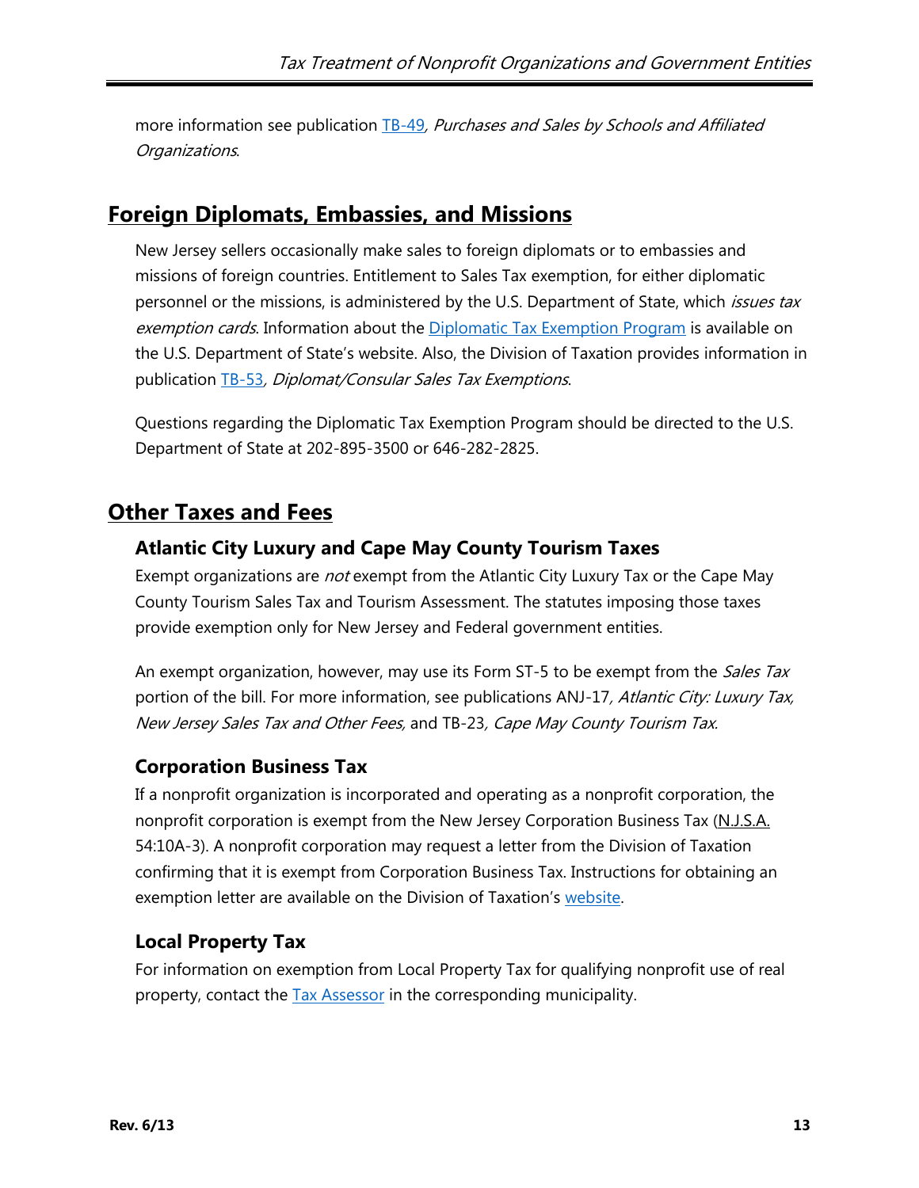more information see publication [TB-49](), *Purchases and Sales by Schools and Affiliated Organizations*.

## Foreign Diplomats, Embassies, and Missions

New Jersey sellers occasionally make sales to foreign diplomats or to embassies and missions of foreign countries. Entitlement to Sales Tax exemption, for either diplomatic personnel or the missions, is administered by the U.S. Department of State, which *issues tax exemption cards*. Information about the Diplomatic Tax Exemption Program is available on the U.S. Department of State's website. Also, the Division of Taxation provides information in publication TB-53, *Diplomat/Consular Sales Tax Exemptions*.

Questions regarding the Diplomatic Tax Exemption Program should be directed to the U.S. Department of State at 202-895-3500 or 646-282-2825.

## Other Taxes and Fees

### Atlantic City Luxury and Cape May County Tourism Taxes

Exempt organizations are *not* exempt from the Atlantic City Luxury Tax or the Cape May County Tourism Sales Tax and Tourism Assessment. The statutes imposing those taxes provide exemption only for New Jersey and Federal government entities.

An exempt organization, however, may use its Form ST-5 to be exempt from the *Sales Tax* portion of the bill. For more information, see publications ANJ-17*, Atlantic City: Luxury Tax, New Jersey Sales Tax and Other Fees,* and TB-23*, Cape May County Tourism Tax.*

### Corporation Business Tax

If a nonprofit organization is incorporated and operating as a nonprofit corporation, the nonprofit corporation is exempt from the New Jersey Corporation Business Tax (N.J.S.A. 54:10A-3). A nonprofit corporation may request a letter from the Division of Taxation confirming that it is exempt from Corporation Business Tax. Instructions for obtaining an exemption letter are available on the Division of Taxation's website.

### Local Property Tax

For information on exemption from Local Property Tax for qualifying nonprofit use of real property, contact the Tax Assessor in the corresponding municipality.

Rev. 6/13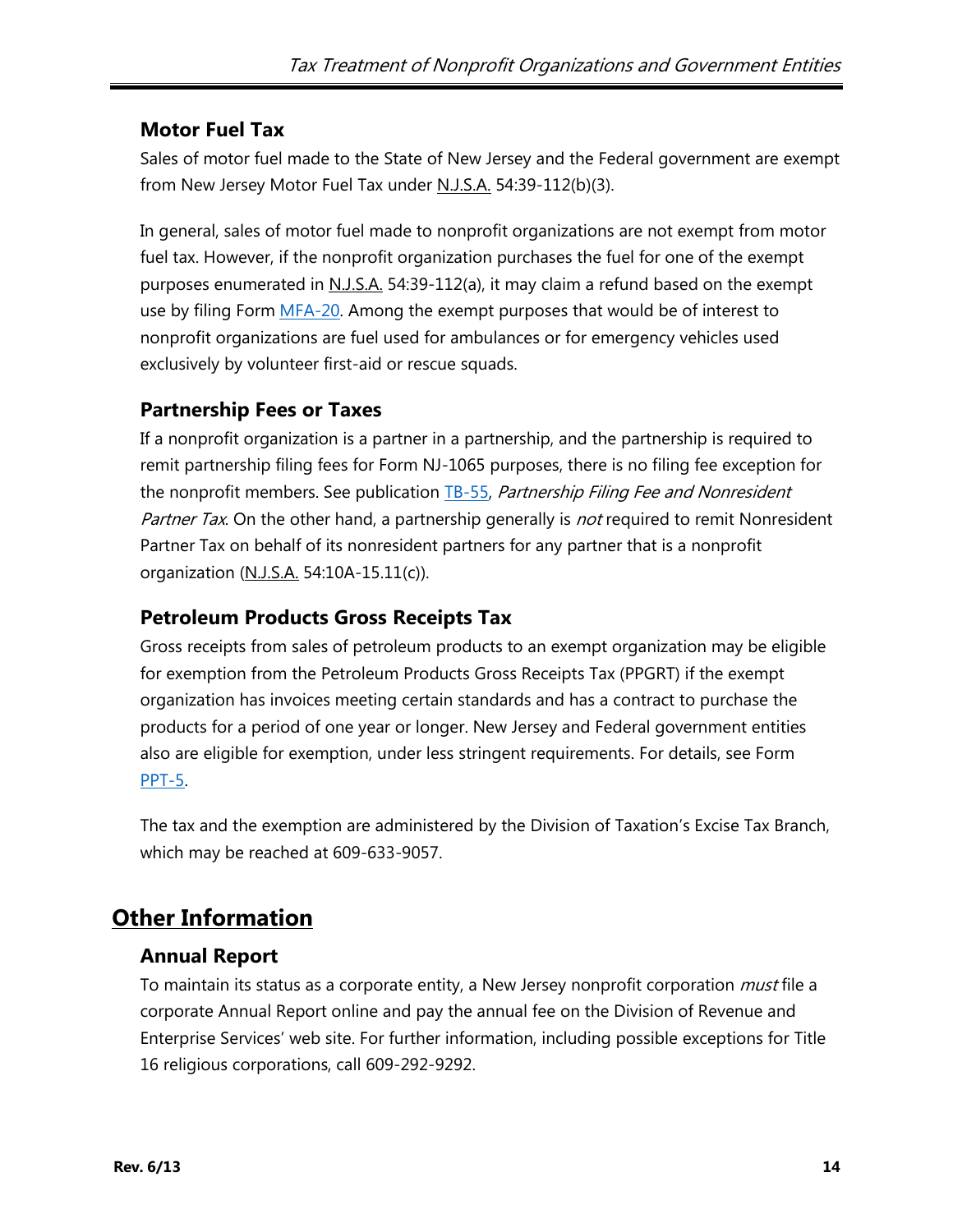### Motor Fuel Tax

Sales of motor fuel made to the State of New Jersey and the Federal government are exempt from New Jersey Motor Fuel Tax under N.J.S.A. 54:39-112(b)(3).

In general, sales of motor fuel made to nonprofit organizations are not exempt from motor fuel tax. However, if the nonprofit organization purchases the fuel for one of the exempt purposes enumerated in N.J.S.A. 54:39-112(a), it may claim a refund based on the exempt use by filing Form MFA-20. Among the exempt purposes that would be of interest to nonprofit organizations are fuel used for ambulances or for emergency vehicles used exclusively by volunteer first-aid or rescue squads.

### Partnership Fees or Taxes

If a nonprofit organization is a partner in a partnership, and the partnership is required to remit partnership filing fees for Form NJ-1065 purposes, there is no filing fee exception for the nonprofit members. See publication TB-55, *Partnership Filing Fee and Nonresident Partner Tax*. On the other hand, a partnership generally is *not* required to remit Nonresident Partner Tax on behalf of its nonresident partners for any partner that is a nonprofit organization (N.J.S.A. 54:10A-15.11(c)).

### Petroleum Products Gross Receipts Tax

Gross receipts from sales of petroleum products to an exempt organization may be eligible for exemption from the Petroleum Products Gross Receipts Tax (PPGRT) if the exempt organization has invoices meeting certain standards and has a contract to purchase the products for a period of one year or longer. New Jersey and Federal government entities also are eligible for exemption, under less stringent requirements. For details, see Form PPT-5.

The tax and the exemption are administered by the Division of Taxation's Excise Tax Branch, which may be reached at 609-633-9057.

## Other Information

### Annual Report

To maintain its status as a corporate entity, a New Jersey nonprofit corporation *must* file a corporate Annual Report online and pay the annual fee on the Division of Revenue and Enterprise Services' web site. For further information, including possible exceptions for Title 16 religious corporations, call 609-292-9292.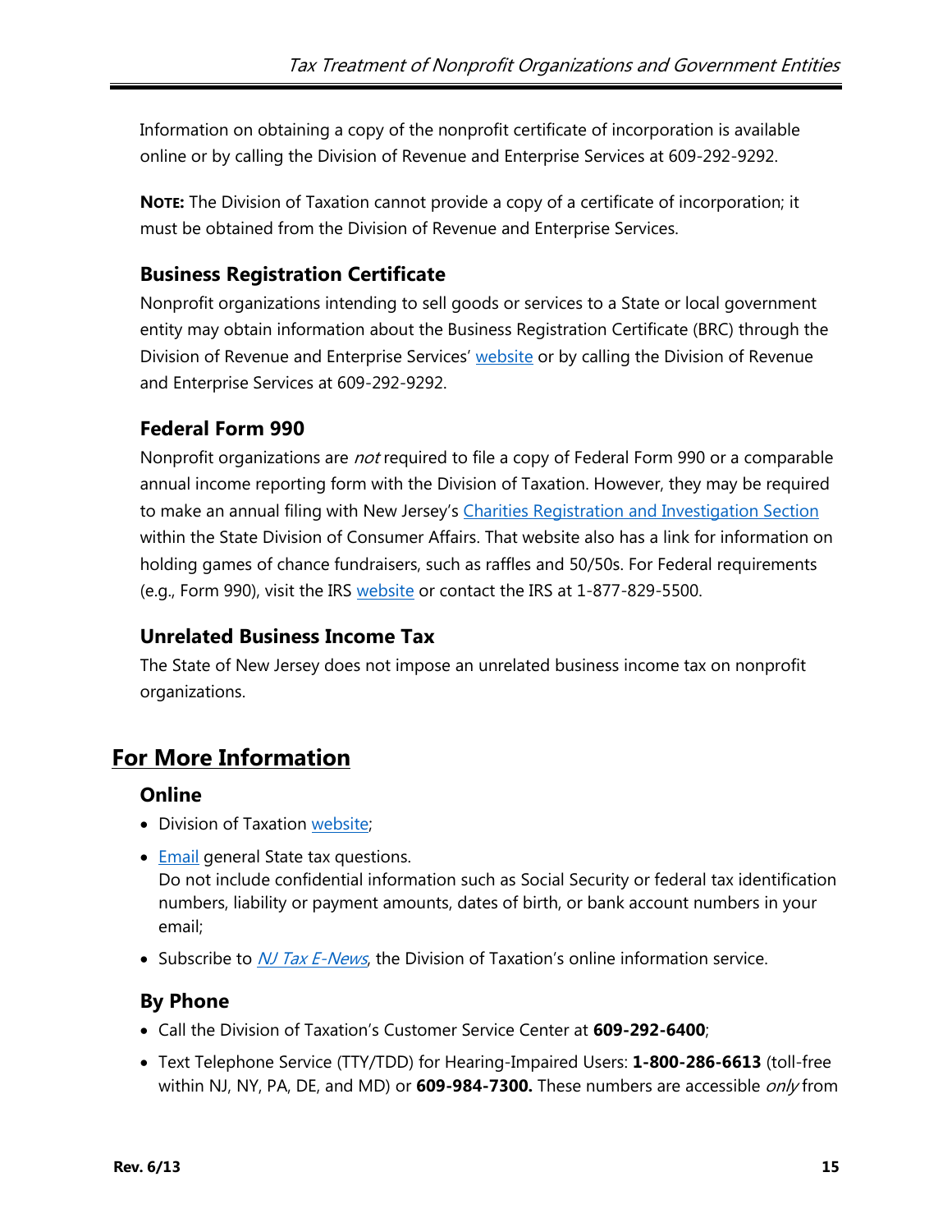Information on obtaining a copy of the nonprofit certificate of incorporation is available online or by calling the Division of Revenue and Enterprise Services at 609-292-9292.

**NOTE:** The Division of Taxation cannot provide a copy of a certificate of incorporation; it must be obtained from the Division of Revenue and Enterprise Services.

### Business Registration Certificate

Nonprofit organizations intending to sell goods or services to a State or local government entity may obtain information about the Business Registration Certificate (BRC) through the Division of Revenue and Enterprise Services' website or by calling the Division of Revenue and Enterprise Services at 609-292-9292.

### Federal Form 990

Nonprofit organizations are *not* required to file a copy of Federal Form 990 or a comparable annual income reporting form with the Division of Taxation. However, they may be required to make an annual filing with New Jersey's Charities Registration and Investigation Section within the State Division of Consumer Affairs. That website also has a link for information on holding games of chance fundraisers, such as raffles and 50/50s. For Federal requirements (e.g., Form 990), visit the IRS website or contact the IRS at 1-877-829-5500.

### Unrelated Business Income Tax

The State of New Jersey does not impose an unrelated business income tax on nonprofit organizations.

## For More Information

### Online

- Division of Taxation website;
- Email general State tax questions.
  Do not include confidential information such as Social Security or federal tax identification numbers, liability or payment amounts, dates of birth, or bank account numbers in your email;
- Subscribe to *NJ Tax E-News*, the Division of Taxation's online information service.

### By Phone

- Call the Division of Taxation's Customer Service Center at **609-292-6400**;
- Text Telephone Service (TTY/TDD) for Hearing-Impaired Users: **1-800-286-6613** (toll-free within NJ, NY, PA, DE, and MD) or **609-984-7300.** These numbers are accessible *only* from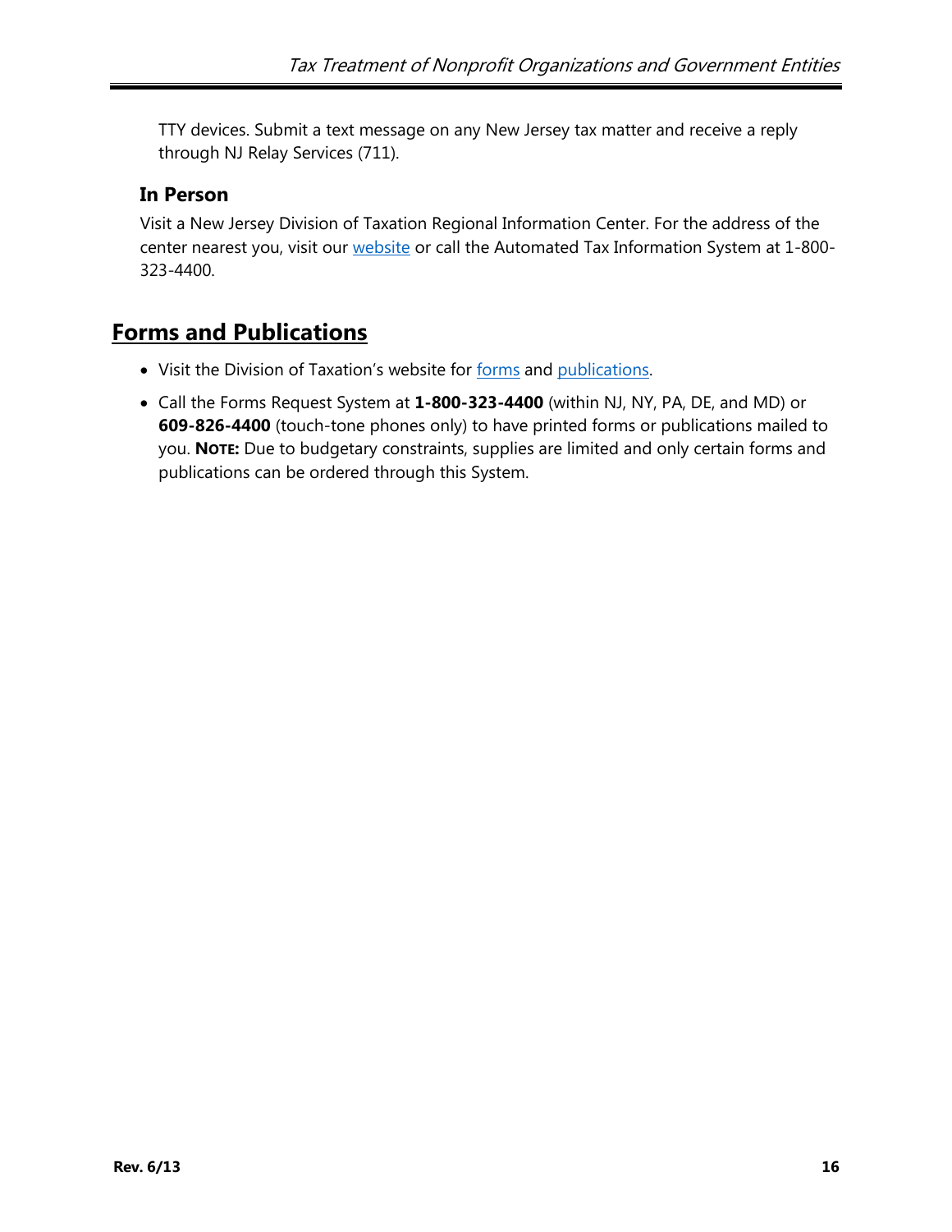TTY devices. Submit a text message on any New Jersey tax matter and receive a reply through NJ Relay Services (711).

### In Person

Visit a New Jersey Division of Taxation Regional Information Center. For the address of the center nearest you, visit our website or call the Automated Tax Information System at 1-800-323-4400.

## Forms and Publications

- Visit the Division of Taxation's website for forms and publications.
- Call the Forms Request System at **1-800-323-4400** (within NJ, NY, PA, DE, and MD) or **609-826-4400** (touch-tone phones only) to have printed forms or publications mailed to you. **NOTE:** Due to budgetary constraints, supplies are limited and only certain forms and publications can be ordered through this System.